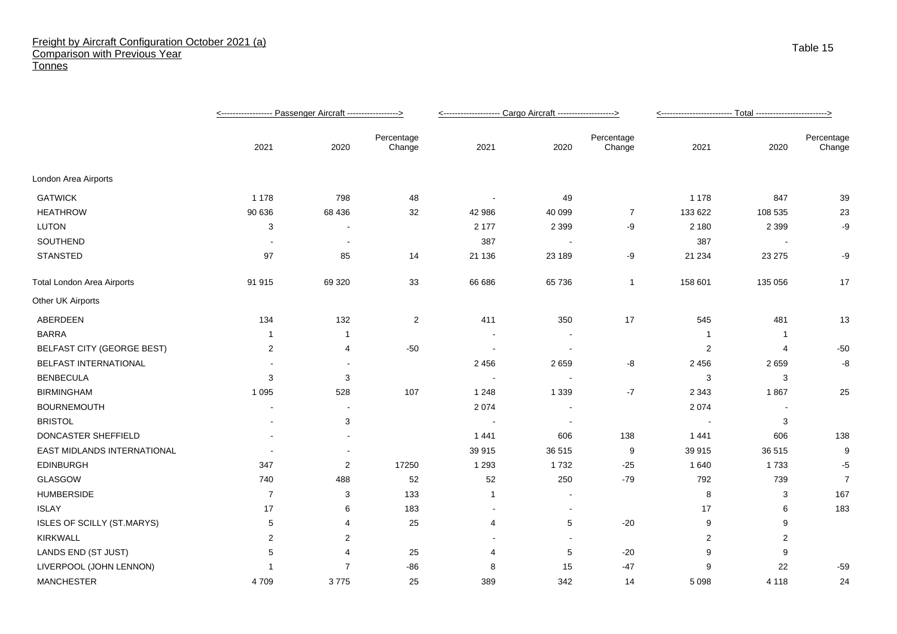## Freight by Aircraft Configuration October 2021 (a)
## Comparison with Previous Year
## Tonnes

Table 15

| | Passenger Aircraft | | | Cargo Aircraft | | | Total | | |
|---|---|---|---|---|---|---|---|---|---|
| | 2021 | 2020 | Percentage Change | 2021 | 2020 | Percentage Change | 2021 | 2020 | Percentage Change |
| London Area Airports | | | | | | | | | |
| GATWICK | 1 178 | 798 | 48 | - | 49 | | 1 178 | 847 | 39 |
| HEATHROW | 90 636 | 68 436 | 32 | 42 986 | 40 099 | 7 | 133 622 | 108 535 | 23 |
| LUTON | 3 | - | | 2 177 | 2 399 | -9 | 2 180 | 2 399 | -9 |
| SOUTHEND | - | - | | 387 | - | | 387 | - | |
| STANSTED | 97 | 85 | 14 | 21 136 | 23 189 | -9 | 21 234 | 23 275 | -9 |
| Total London Area Airports | 91 915 | 69 320 | 33 | 66 686 | 65 736 | 1 | 158 601 | 135 056 | 17 |
| Other UK Airports | | | | | | | | | |
| ABERDEEN | 134 | 132 | 2 | 411 | 350 | 17 | 545 | 481 | 13 |
| BARRA | 1 | 1 | | - | - | | 1 | 1 | |
| BELFAST CITY (GEORGE BEST) | 2 | 4 | -50 | - | - | | 2 | 4 | -50 |
| BELFAST INTERNATIONAL | - | - | | 2 456 | 2 659 | -8 | 2 456 | 2 659 | -8 |
| BENBECULA | 3 | 3 | | - | - | | 3 | 3 | |
| BIRMINGHAM | 1 095 | 528 | 107 | 1 248 | 1 339 | -7 | 2 343 | 1 867 | 25 |
| BOURNEMOUTH | - | - | | 2 074 | - | | 2 074 | - | |
| BRISTOL | - | 3 | | - | - | | - | 3 | |
| DONCASTER SHEFFIELD | - | - | | 1 441 | 606 | 138 | 1 441 | 606 | 138 |
| EAST MIDLANDS INTERNATIONAL | - | - | | 39 915 | 36 515 | 9 | 39 915 | 36 515 | 9 |
| EDINBURGH | 347 | 2 | 17250 | 1 293 | 1 732 | -25 | 1 640 | 1 733 | -5 |
| GLASGOW | 740 | 488 | 52 | 52 | 250 | -79 | 792 | 739 | 7 |
| HUMBERSIDE | 7 | 3 | 133 | 1 | - | | 8 | 3 | 167 |
| ISLAY | 17 | 6 | 183 | - | - | | 17 | 6 | 183 |
| ISLES OF SCILLY (ST.MARYS) | 5 | 4 | 25 | 4 | 5 | -20 | 9 | 9 | |
| KIRKWALL | 2 | 2 | | - | - | | 2 | 2 | |
| LANDS END (ST JUST) | 5 | 4 | 25 | 4 | 5 | -20 | 9 | 9 | |
| LIVERPOOL (JOHN LENNON) | 1 | 7 | -86 | 8 | 15 | -47 | 9 | 22 | -59 |
| MANCHESTER | 4 709 | 3 775 | 25 | 389 | 342 | 14 | 5 098 | 4 118 | 24 |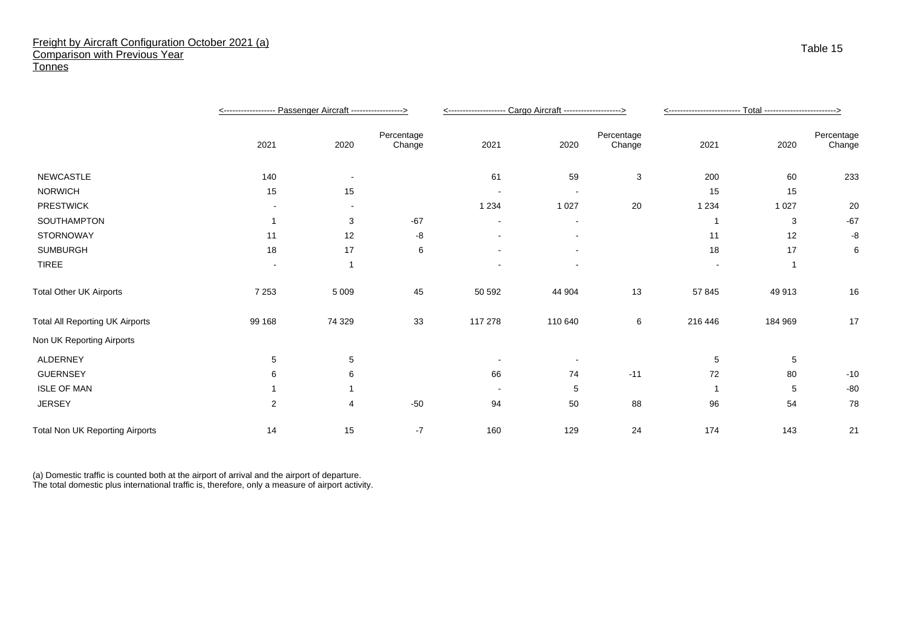Freight by Aircraft Configuration October 2021 (a)
Comparison with Previous Year
Tonnes

Table 15

| | Passenger Aircraft | | | Cargo Aircraft | | | Total | | |
|---|---|---|---|---|---|---|---|---|---|
| | 2021 | 2020 | Percentage Change | 2021 | 2020 | Percentage Change | 2021 | 2020 | Percentage Change |
| NEWCASTLE | 140 | - | | 61 | 59 | 3 | 200 | 60 | 233 |
| NORWICH | 15 | 15 | | - | - | | 15 | 15 | |
| PRESTWICK | - | - | | 1 234 | 1 027 | 20 | 1 234 | 1 027 | 20 |
| SOUTHAMPTON | 1 | 3 | -67 | - | - | | 1 | 3 | -67 |
| STORNOWAY | 11 | 12 | -8 | - | - | | 11 | 12 | -8 |
| SUMBURGH | 18 | 17 | 6 | - | - | | 18 | 17 | 6 |
| TIREE | - | 1 | | - | - | | - | 1 | |
| Total Other UK Airports | 7 253 | 5 009 | 45 | 50 592 | 44 904 | 13 | 57 845 | 49 913 | 16 |
| Total All Reporting UK Airports | 99 168 | 74 329 | 33 | 117 278 | 110 640 | 6 | 216 446 | 184 969 | 17 |
| Non UK Reporting Airports | | | | | | | | | |
| ALDERNEY | 5 | 5 | | - | - | | 5 | 5 | |
| GUERNSEY | 6 | 6 | | 66 | 74 | -11 | 72 | 80 | -10 |
| ISLE OF MAN | 1 | 1 | | - | 5 | | 1 | 5 | -80 |
| JERSEY | 2 | 4 | -50 | 94 | 50 | 88 | 96 | 54 | 78 |
| Total Non UK Reporting Airports | 14 | 15 | -7 | 160 | 129 | 24 | 174 | 143 | 21 |

(a) Domestic traffic is counted both at the airport of arrival and the airport of departure.
The total domestic plus international traffic is, therefore, only a measure of airport activity.